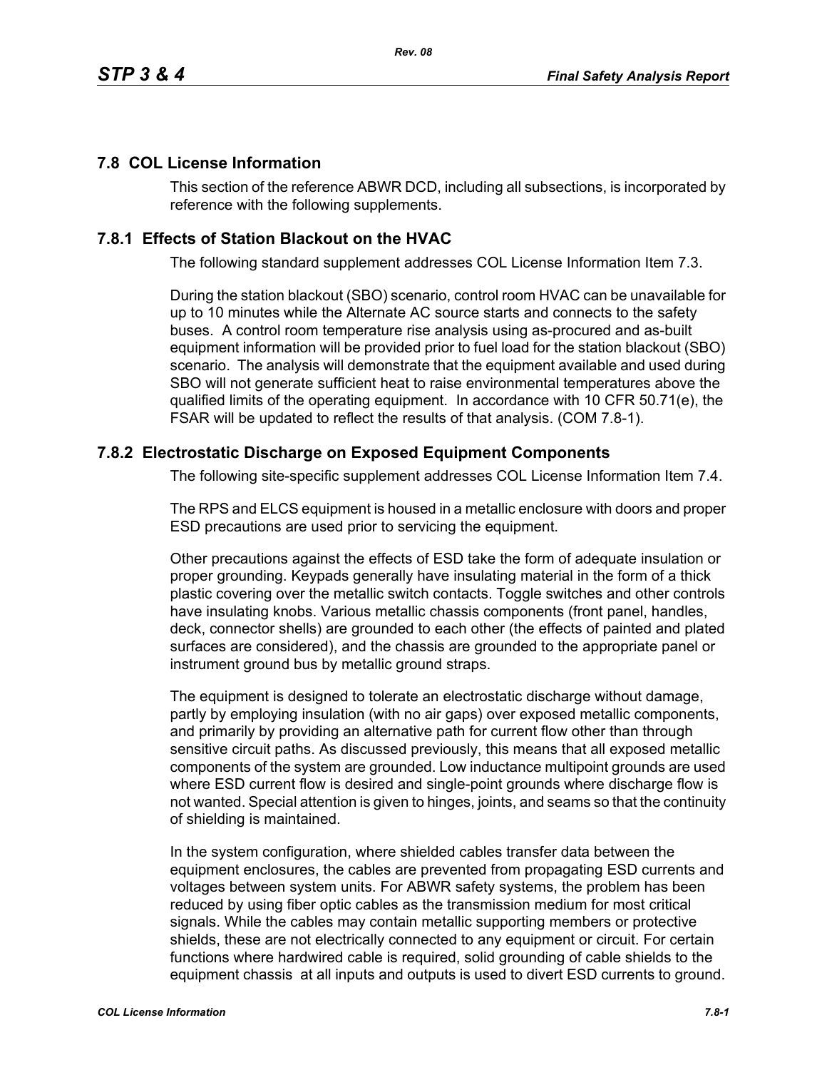## 7.8 COL License Information

This section of the reference ABWR DCD, including all subsections, is incorporated by reference with the following supplements.

### 7.8.1 Effects of Station Blackout on the HVAC

The following standard supplement addresses COL License Information Item 7.3.

During the station blackout (SBO) scenario, control room HVAC can be unavailable for up to 10 minutes while the Alternate AC source starts and connects to the safety buses. A control room temperature rise analysis using as-procured and as-built equipment information will be provided prior to fuel load for the station blackout (SBO) scenario. The analysis will demonstrate that the equipment available and used during SBO will not generate sufficient heat to raise environmental temperatures above the qualified limits of the operating equipment. In accordance with 10 CFR 50.71(e), the FSAR will be updated to reflect the results of that analysis. (COM 7.8-1).

### 7.8.2 Electrostatic Discharge on Exposed Equipment Components

The following site-specific supplement addresses COL License Information Item 7.4.

The RPS and ELCS equipment is housed in a metallic enclosure with doors and proper ESD precautions are used prior to servicing the equipment.

Other precautions against the effects of ESD take the form of adequate insulation or proper grounding. Keypads generally have insulating material in the form of a thick plastic covering over the metallic switch contacts. Toggle switches and other controls have insulating knobs. Various metallic chassis components (front panel, handles, deck, connector shells) are grounded to each other (the effects of painted and plated surfaces are considered), and the chassis are grounded to the appropriate panel or instrument ground bus by metallic ground straps.

The equipment is designed to tolerate an electrostatic discharge without damage, partly by employing insulation (with no air gaps) over exposed metallic components, and primarily by providing an alternative path for current flow other than through sensitive circuit paths. As discussed previously, this means that all exposed metallic components of the system are grounded. Low inductance multipoint grounds are used where ESD current flow is desired and single-point grounds where discharge flow is not wanted. Special attention is given to hinges, joints, and seams so that the continuity of shielding is maintained.

In the system configuration, where shielded cables transfer data between the equipment enclosures, the cables are prevented from propagating ESD currents and voltages between system units. For ABWR safety systems, the problem has been reduced by using fiber optic cables as the transmission medium for most critical signals. While the cables may contain metallic supporting members or protective shields, these are not electrically connected to any equipment or circuit. For certain functions where hardwired cable is required, solid grounding of cable shields to the equipment chassis at all inputs and outputs is used to divert ESD currents to ground.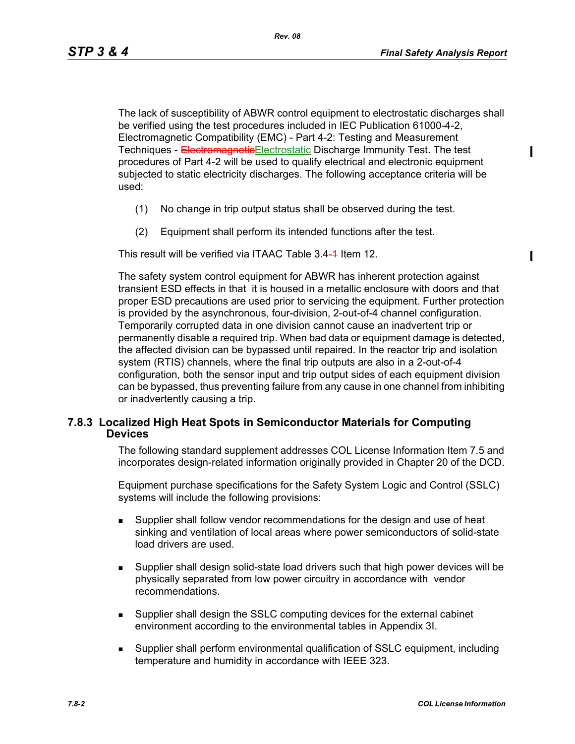The lack of susceptibility of ABWR control equipment to electrostatic discharges shall be verified using the test procedures included in IEC Publication 61000-4-2, Electromagnetic Compatibility (EMC) - Part 4-2: Testing and Measurement Techniques - ~~Electromagnetic~~Electrostatic Discharge Immunity Test. The test procedures of Part 4-2 will be used to qualify electrical and electronic equipment subjected to static electricity discharges. The following acceptance criteria will be used:

(1) No change in trip output status shall be observed during the test.

(2) Equipment shall perform its intended functions after the test.

This result will be verified via ITAAC Table 3.4~~-1~~ Item 12.

The safety system control equipment for ABWR has inherent protection against transient ESD effects in that it is housed in a metallic enclosure with doors and that proper ESD precautions are used prior to servicing the equipment. Further protection is provided by the asynchronous, four-division, 2-out-of-4 channel configuration. Temporarily corrupted data in one division cannot cause an inadvertent trip or permanently disable a required trip. When bad data or equipment damage is detected, the affected division can be bypassed until repaired. In the reactor trip and isolation system (RTIS) channels, where the final trip outputs are also in a 2-out-of-4 configuration, both the sensor input and trip output sides of each equipment division can be bypassed, thus preventing failure from any cause in one channel from inhibiting or inadvertently causing a trip.

### 7.8.3 Localized High Heat Spots in Semiconductor Materials for Computing Devices

The following standard supplement addresses COL License Information Item 7.5 and incorporates design-related information originally provided in Chapter 20 of the DCD.

Equipment purchase specifications for the Safety System Logic and Control (SSLC) systems will include the following provisions:

- Supplier shall follow vendor recommendations for the design and use of heat sinking and ventilation of local areas where power semiconductors of solid-state load drivers are used.
- Supplier shall design solid-state load drivers such that high power devices will be physically separated from low power circuitry in accordance with vendor recommendations.
- Supplier shall design the SSLC computing devices for the external cabinet environment according to the environmental tables in Appendix 3I.
- Supplier shall perform environmental qualification of SSLC equipment, including temperature and humidity in accordance with IEEE 323.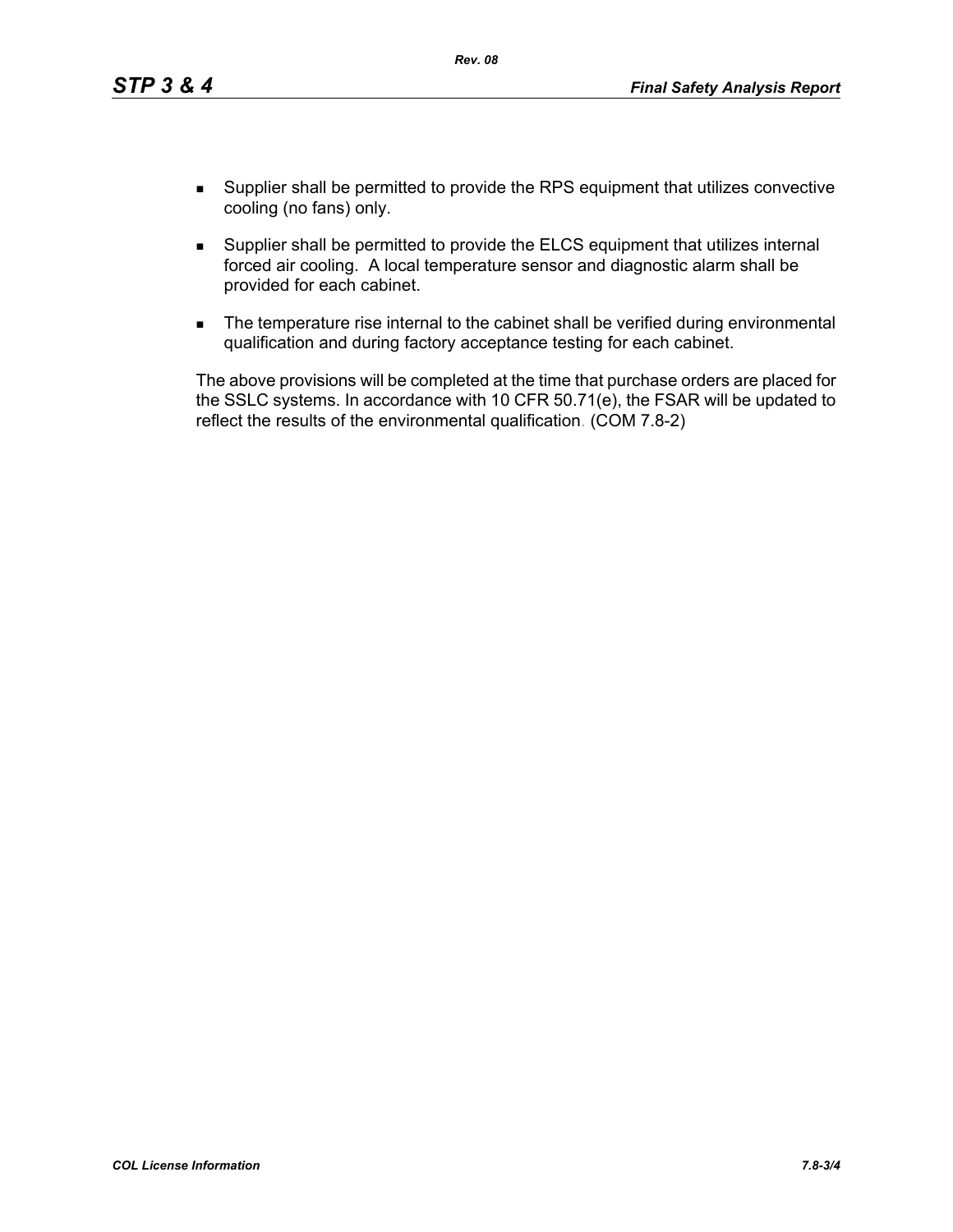- Supplier shall be permitted to provide the RPS equipment that utilizes convective cooling (no fans) only.
- Supplier shall be permitted to provide the ELCS equipment that utilizes internal forced air cooling. A local temperature sensor and diagnostic alarm shall be provided for each cabinet.
- The temperature rise internal to the cabinet shall be verified during environmental qualification and during factory acceptance testing for each cabinet.

The above provisions will be completed at the time that purchase orders are placed for the SSLC systems. In accordance with 10 CFR 50.71(e), the FSAR will be updated to reflect the results of the environmental qualification. (COM 7.8-2)